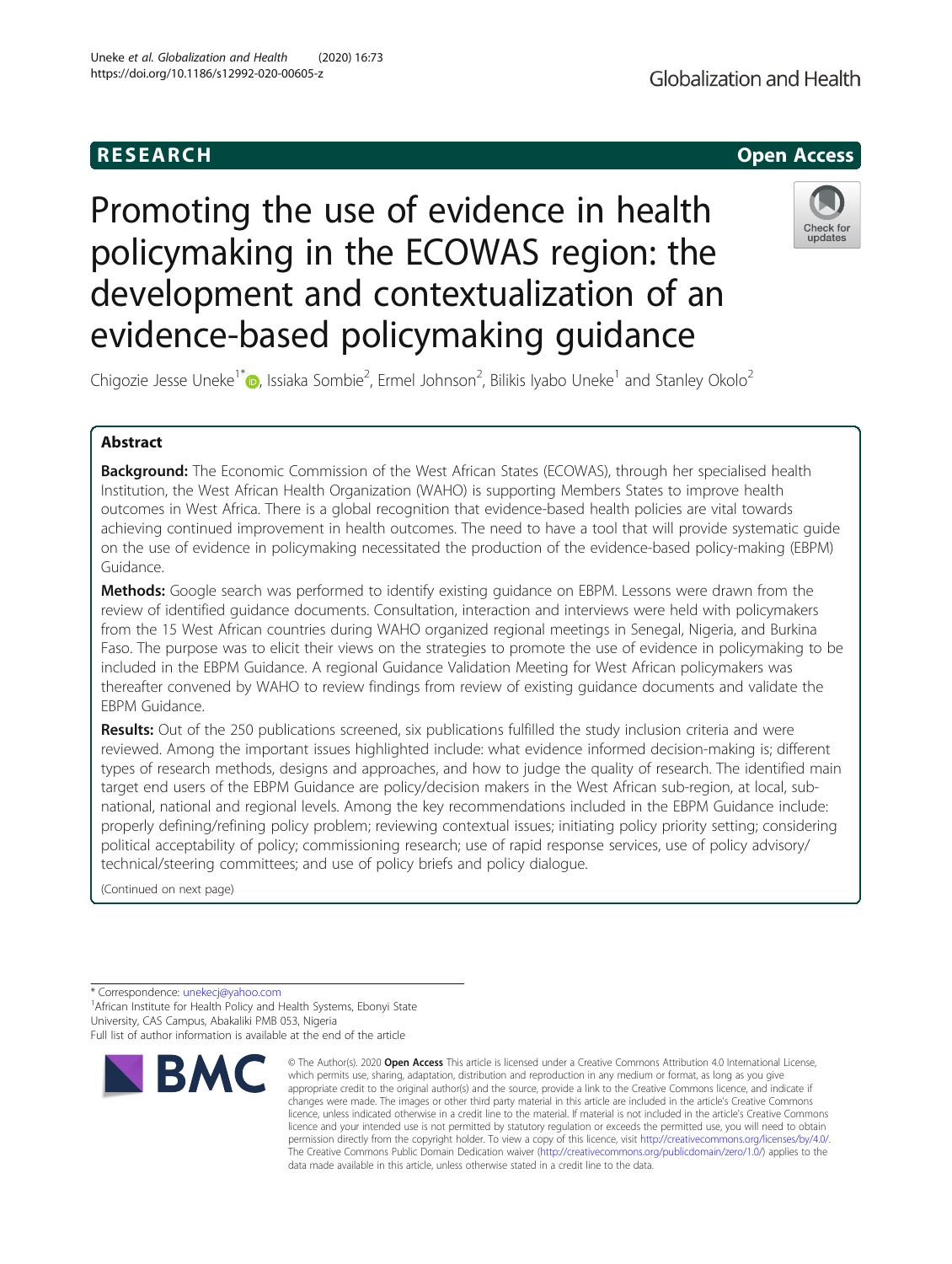RESEARCH

Open Access

# Promoting the use of evidence in health policymaking in the ECOWAS region: the development and contextualization of an evidence-based policymaking guidance

Chigozie Jesse Uneke[1*], Issiaka Sombie[2], Ermel Johnson[2], Bilikis Iyabo Uneke[1] and Stanley Okolo[2]

## Abstract

**Background:** The Economic Commission of the West African States (ECOWAS), through her specialised health Institution, the West African Health Organization (WAHO) is supporting Members States to improve health outcomes in West Africa. There is a global recognition that evidence-based health policies are vital towards achieving continued improvement in health outcomes. The need to have a tool that will provide systematic guide on the use of evidence in policymaking necessitated the production of the evidence-based policy-making (EBPM) Guidance.

**Methods:** Google search was performed to identify existing guidance on EBPM. Lessons were drawn from the review of identified guidance documents. Consultation, interaction and interviews were held with policymakers from the 15 West African countries during WAHO organized regional meetings in Senegal, Nigeria, and Burkina Faso. The purpose was to elicit their views on the strategies to promote the use of evidence in policymaking to be included in the EBPM Guidance. A regional Guidance Validation Meeting for West African policymakers was thereafter convened by WAHO to review findings from review of existing guidance documents and validate the EBPM Guidance.

**Results:** Out of the 250 publications screened, six publications fulfilled the study inclusion criteria and were reviewed. Among the important issues highlighted include: what evidence informed decision-making is; different types of research methods, designs and approaches, and how to judge the quality of research. The identified main target end users of the EBPM Guidance are policy/decision makers in the West African sub-region, at local, sub-national, national and regional levels. Among the key recommendations included in the EBPM Guidance include: properly defining/refining policy problem; reviewing contextual issues; initiating policy priority setting; considering political acceptability of policy; commissioning research; use of rapid response services, use of policy advisory/technical/steering committees; and use of policy briefs and policy dialogue.

(Continued on next page)

* Correspondence: unekecj@yahoo.com
[1]African Institute for Health Policy and Health Systems, Ebonyi State University, CAS Campus, Abakaliki PMB 053, Nigeria
Full list of author information is available at the end of the article

© The Author(s). 2020 **Open Access** This article is licensed under a Creative Commons Attribution 4.0 International License, which permits use, sharing, adaptation, distribution and reproduction in any medium or format, as long as you give appropriate credit to the original author(s) and the source, provide a link to the Creative Commons licence, and indicate if changes were made. The images or other third party material in this article are included in the article's Creative Commons licence, unless indicated otherwise in a credit line to the material. If material is not included in the article's Creative Commons licence and your intended use is not permitted by statutory regulation or exceeds the permitted use, you will need to obtain permission directly from the copyright holder. To view a copy of this licence, visit http://creativecommons.org/licenses/by/4.0/. The Creative Commons Public Domain Dedication waiver (http://creativecommons.org/publicdomain/zero/1.0/) applies to the data made available in this article, unless otherwise stated in a credit line to the data.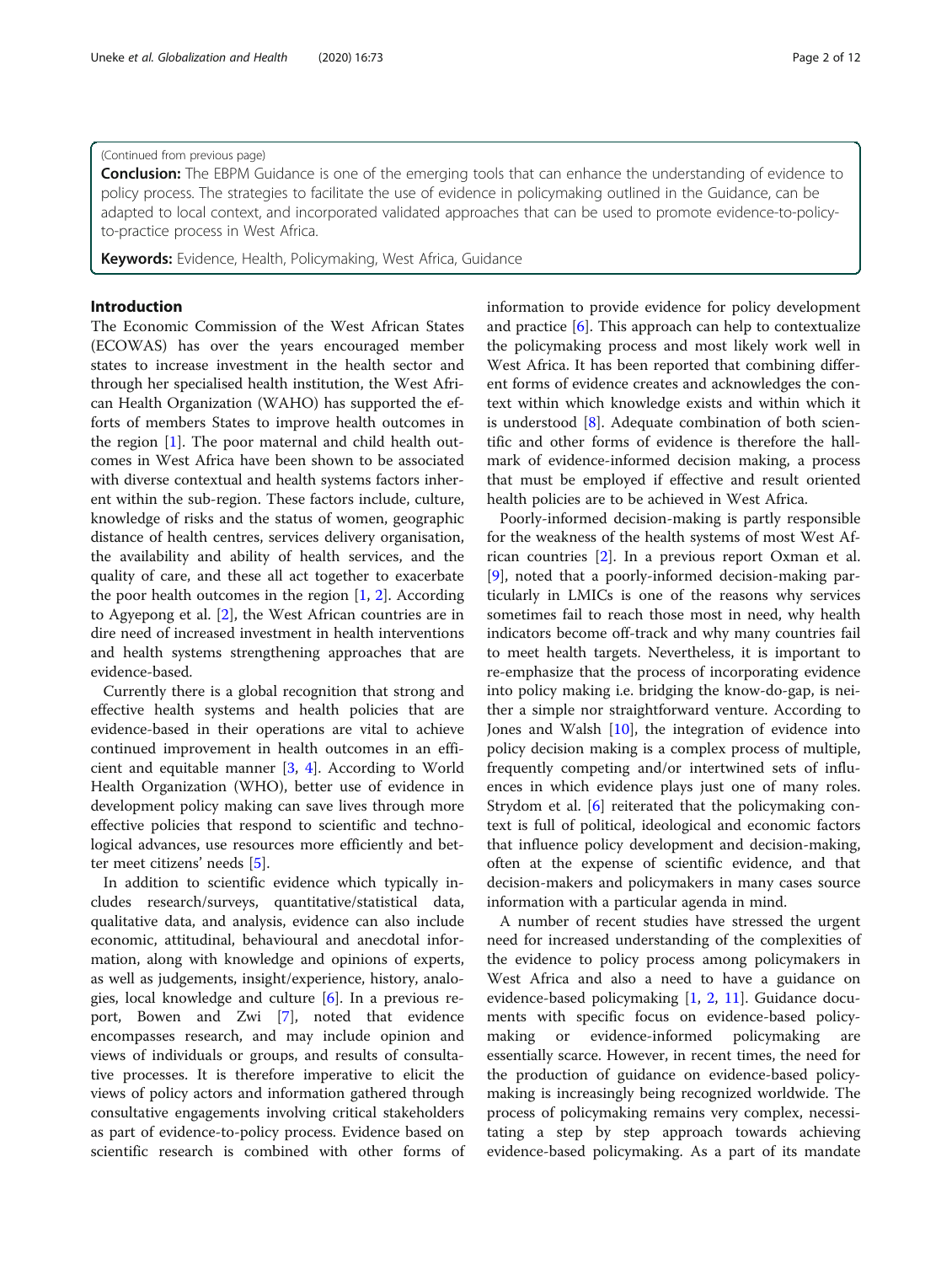(Continued from previous page)

**Conclusion:** The EBPM Guidance is one of the emerging tools that can enhance the understanding of evidence to policy process. The strategies to facilitate the use of evidence in policymaking outlined in the Guidance, can be adapted to local context, and incorporated validated approaches that can be used to promote evidence-to-policy-to-practice process in West Africa.

**Keywords:** Evidence, Health, Policymaking, West Africa, Guidance

## Introduction

The Economic Commission of the West African States (ECOWAS) has over the years encouraged member states to increase investment in the health sector and through her specialised health institution, the West African Health Organization (WAHO) has supported the efforts of members States to improve health outcomes in the region [1]. The poor maternal and child health outcomes in West Africa have been shown to be associated with diverse contextual and health systems factors inherent within the sub-region. These factors include, culture, knowledge of risks and the status of women, geographic distance of health centres, services delivery organisation, the availability and ability of health services, and the quality of care, and these all act together to exacerbate the poor health outcomes in the region [1, 2]. According to Agyepong et al. [2], the West African countries are in dire need of increased investment in health interventions and health systems strengthening approaches that are evidence-based.

Currently there is a global recognition that strong and effective health systems and health policies that are evidence-based in their operations are vital to achieve continued improvement in health outcomes in an efficient and equitable manner [3, 4]. According to World Health Organization (WHO), better use of evidence in development policy making can save lives through more effective policies that respond to scientific and technological advances, use resources more efficiently and better meet citizens' needs [5].

In addition to scientific evidence which typically includes research/surveys, quantitative/statistical data, qualitative data, and analysis, evidence can also include economic, attitudinal, behavioural and anecdotal information, along with knowledge and opinions of experts, as well as judgements, insight/experience, history, analogies, local knowledge and culture [6]. In a previous report, Bowen and Zwi [7], noted that evidence encompasses research, and may include opinion and views of individuals or groups, and results of consultative processes. It is therefore imperative to elicit the views of policy actors and information gathered through consultative engagements involving critical stakeholders as part of evidence-to-policy process. Evidence based on scientific research is combined with other forms of information to provide evidence for policy development and practice [6]. This approach can help to contextualize the policymaking process and most likely work well in West Africa. It has been reported that combining different forms of evidence creates and acknowledges the context within which knowledge exists and within which it is understood [8]. Adequate combination of both scientific and other forms of evidence is therefore the hallmark of evidence-informed decision making, a process that must be employed if effective and result oriented health policies are to be achieved in West Africa.

Poorly-informed decision-making is partly responsible for the weakness of the health systems of most West African countries [2]. In a previous report Oxman et al. [9], noted that a poorly-informed decision-making particularly in LMICs is one of the reasons why services sometimes fail to reach those most in need, why health indicators become off-track and why many countries fail to meet health targets. Nevertheless, it is important to re-emphasize that the process of incorporating evidence into policy making i.e. bridging the know-do-gap, is neither a simple nor straightforward venture. According to Jones and Walsh [10], the integration of evidence into policy decision making is a complex process of multiple, frequently competing and/or intertwined sets of influences in which evidence plays just one of many roles. Strydom et al. [6] reiterated that the policymaking context is full of political, ideological and economic factors that influence policy development and decision-making, often at the expense of scientific evidence, and that decision-makers and policymakers in many cases source information with a particular agenda in mind.

A number of recent studies have stressed the urgent need for increased understanding of the complexities of the evidence to policy process among policymakers in West Africa and also a need to have a guidance on evidence-based policymaking [1, 2, 11]. Guidance documents with specific focus on evidence-based policymaking or evidence-informed policymaking are essentially scarce. However, in recent times, the need for the production of guidance on evidence-based policymaking is increasingly being recognized worldwide. The process of policymaking remains very complex, necessitating a step by step approach towards achieving evidence-based policymaking. As a part of its mandate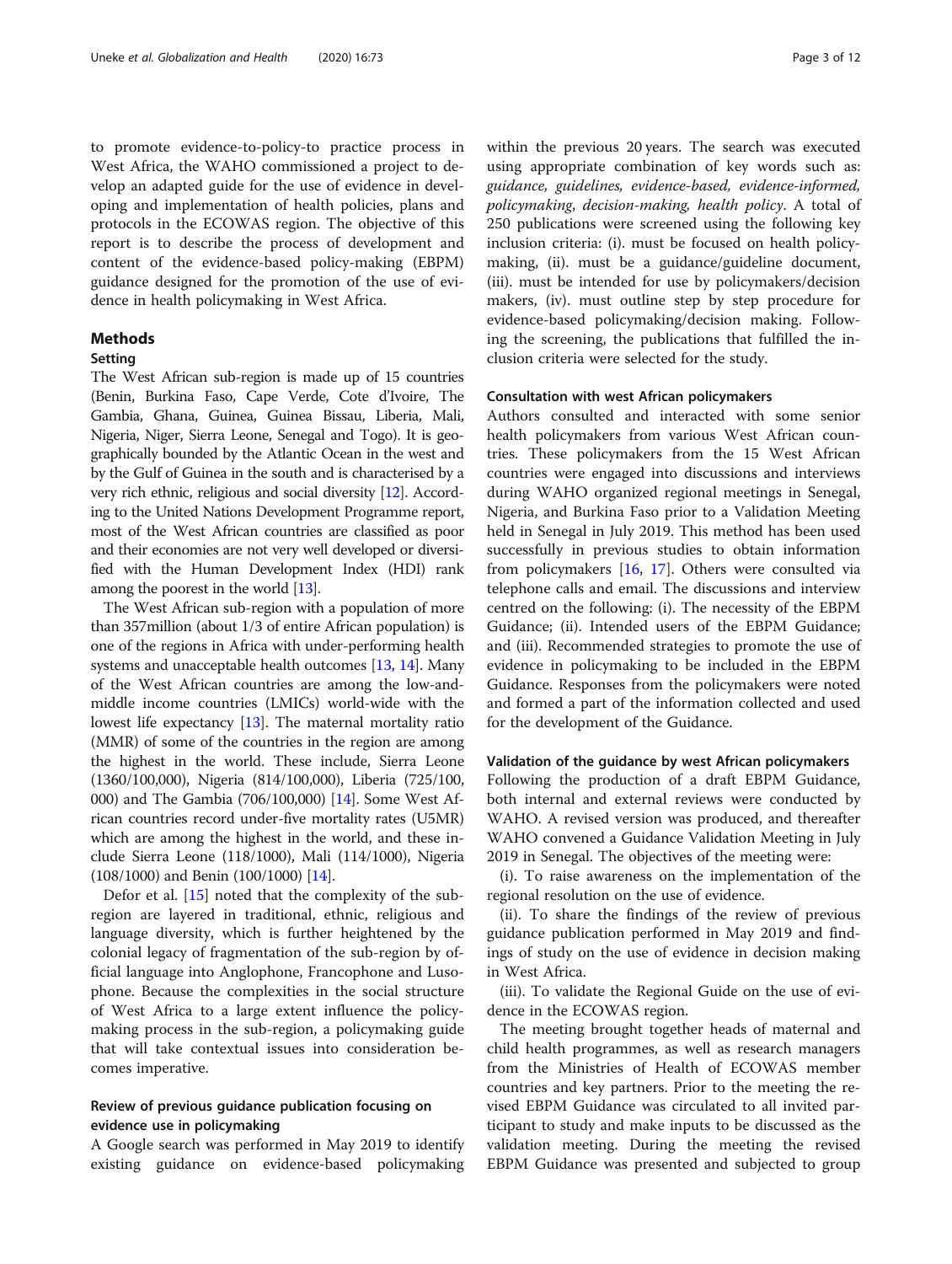to promote evidence-to-policy-to practice process in West Africa, the WAHO commissioned a project to develop an adapted guide for the use of evidence in developing and implementation of health policies, plans and protocols in the ECOWAS region. The objective of this report is to describe the process of development and content of the evidence-based policy-making (EBPM) guidance designed for the promotion of the use of evidence in health policymaking in West Africa.

## Methods

### Setting

The West African sub-region is made up of 15 countries (Benin, Burkina Faso, Cape Verde, Cote d'Ivoire, The Gambia, Ghana, Guinea, Guinea Bissau, Liberia, Mali, Nigeria, Niger, Sierra Leone, Senegal and Togo). It is geographically bounded by the Atlantic Ocean in the west and by the Gulf of Guinea in the south and is characterised by a very rich ethnic, religious and social diversity [12]. According to the United Nations Development Programme report, most of the West African countries are classified as poor and their economies are not very well developed or diversified with the Human Development Index (HDI) rank among the poorest in the world [13].

The West African sub-region with a population of more than 357million (about 1/3 of entire African population) is one of the regions in Africa with under-performing health systems and unacceptable health outcomes [13, 14]. Many of the West African countries are among the low-and-middle income countries (LMICs) world-wide with the lowest life expectancy [13]. The maternal mortality ratio (MMR) of some of the countries in the region are among the highest in the world. These include, Sierra Leone (1360/100,000), Nigeria (814/100,000), Liberia (725/100,000) and The Gambia (706/100,000) [14]. Some West African countries record under-five mortality rates (U5MR) which are among the highest in the world, and these include Sierra Leone (118/1000), Mali (114/1000), Nigeria (108/1000) and Benin (100/1000) [14].

Defor et al. [15] noted that the complexity of the sub-region are layered in traditional, ethnic, religious and language diversity, which is further heightened by the colonial legacy of fragmentation of the sub-region by official language into Anglophone, Francophone and Lusophone. Because the complexities in the social structure of West Africa to a large extent influence the policymaking process in the sub-region, a policymaking guide that will take contextual issues into consideration becomes imperative.

### Review of previous guidance publication focusing on evidence use in policymaking

A Google search was performed in May 2019 to identify existing guidance on evidence-based policymaking within the previous 20 years. The search was executed using appropriate combination of key words such as: *guidance, guidelines, evidence-based, evidence-informed, policymaking, decision-making, health policy*. A total of 250 publications were screened using the following key inclusion criteria: (i). must be focused on health policymaking, (ii). must be a guidance/guideline document, (iii). must be intended for use by policymakers/decision makers, (iv). must outline step by step procedure for evidence-based policymaking/decision making. Following the screening, the publications that fulfilled the inclusion criteria were selected for the study.

### Consultation with west African policymakers

Authors consulted and interacted with some senior health policymakers from various West African countries. These policymakers from the 15 West African countries were engaged into discussions and interviews during WAHO organized regional meetings in Senegal, Nigeria, and Burkina Faso prior to a Validation Meeting held in Senegal in July 2019. This method has been used successfully in previous studies to obtain information from policymakers [16, 17]. Others were consulted via telephone calls and email. The discussions and interview centred on the following: (i). The necessity of the EBPM Guidance; (ii). Intended users of the EBPM Guidance; and (iii). Recommended strategies to promote the use of evidence in policymaking to be included in the EBPM Guidance. Responses from the policymakers were noted and formed a part of the information collected and used for the development of the Guidance.

### Validation of the guidance by west African policymakers

Following the production of a draft EBPM Guidance, both internal and external reviews were conducted by WAHO. A revised version was produced, and thereafter WAHO convened a Guidance Validation Meeting in July 2019 in Senegal. The objectives of the meeting were:

(i). To raise awareness on the implementation of the regional resolution on the use of evidence.

(ii). To share the findings of the review of previous guidance publication performed in May 2019 and findings of study on the use of evidence in decision making in West Africa.

(iii). To validate the Regional Guide on the use of evidence in the ECOWAS region.

The meeting brought together heads of maternal and child health programmes, as well as research managers from the Ministries of Health of ECOWAS member countries and key partners. Prior to the meeting the revised EBPM Guidance was circulated to all invited participant to study and make inputs to be discussed as the validation meeting. During the meeting the revised EBPM Guidance was presented and subjected to group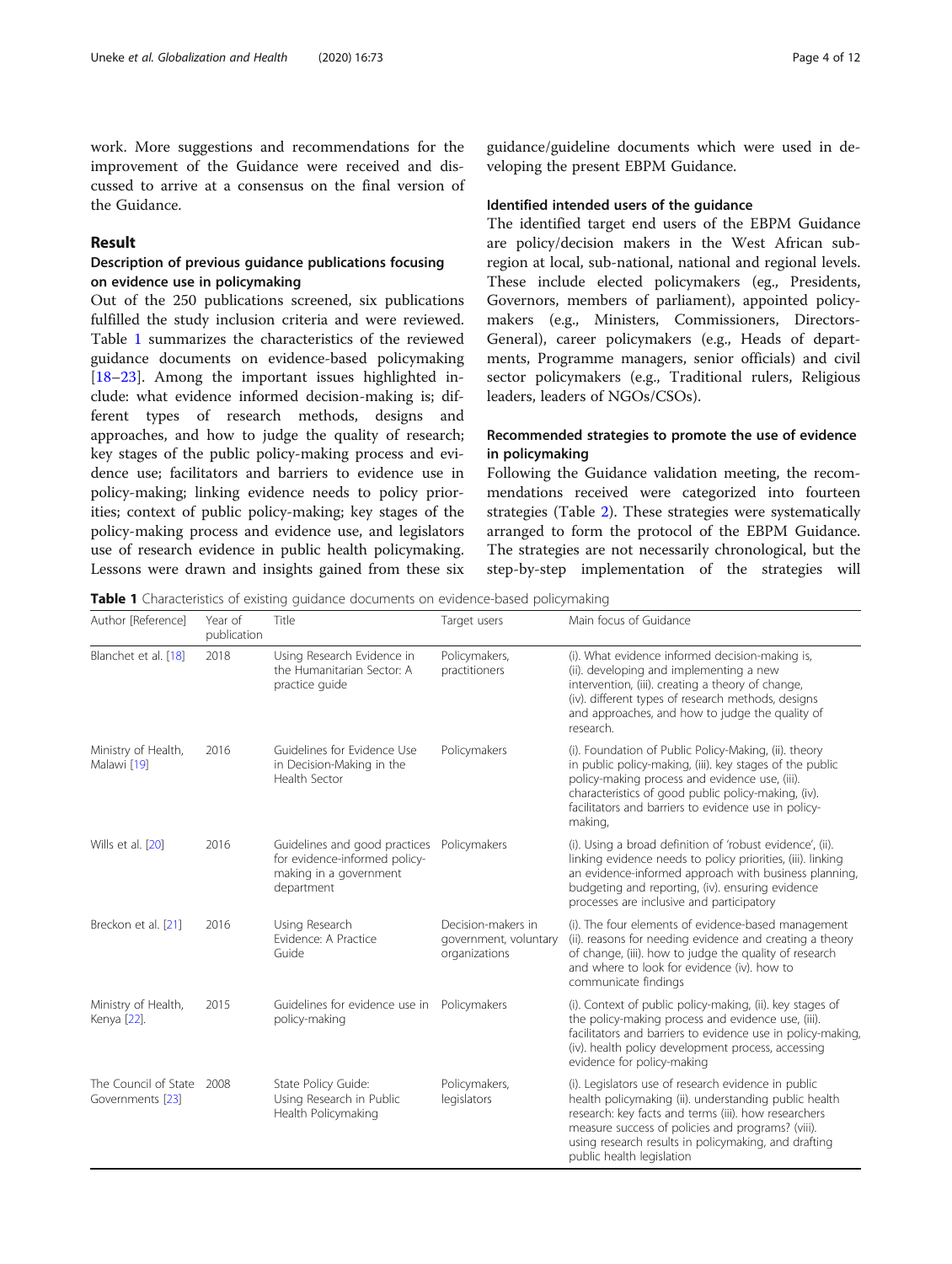work. More suggestions and recommendations for the improvement of the Guidance were received and discussed to arrive at a consensus on the final version of the Guidance.

## Result

### Description of previous guidance publications focusing on evidence use in policymaking

Out of the 250 publications screened, six publications fulfilled the study inclusion criteria and were reviewed. Table 1 summarizes the characteristics of the reviewed guidance documents on evidence-based policymaking [18–23]. Among the important issues highlighted include: what evidence informed decision-making is; different types of research methods, designs and approaches, and how to judge the quality of research; key stages of the public policy-making process and evidence use; facilitators and barriers to evidence use in policy-making; linking evidence needs to policy priorities; context of public policy-making; key stages of the policy-making process and evidence use, and legislators use of research evidence in public health policymaking. Lessons were drawn and insights gained from these six guidance/guideline documents which were used in developing the present EBPM Guidance.

### Identified intended users of the guidance

The identified target end users of the EBPM Guidance are policy/decision makers in the West African subregion at local, sub-national, national and regional levels. These include elected policymakers (eg., Presidents, Governors, members of parliament), appointed policymakers (e.g., Ministers, Commissioners, Directors-General), career policymakers (e.g., Heads of departments, Programme managers, senior officials) and civil sector policymakers (e.g., Traditional rulers, Religious leaders, leaders of NGOs/CSOs).

### Recommended strategies to promote the use of evidence in policymaking

Following the Guidance validation meeting, the recommendations received were categorized into fourteen strategies (Table 2). These strategies were systematically arranged to form the protocol of the EBPM Guidance. The strategies are not necessarily chronological, but the step-by-step implementation of the strategies will

**Table 1** Characteristics of existing guidance documents on evidence-based policymaking

| Author [Reference] | Year of publication | Title | Target users | Main focus of Guidance |
|---|---|---|---|---|
| Blanchet et al. [18] | 2018 | Using Research Evidence in the Humanitarian Sector: A practice guide | Policymakers, practitioners | (i). What evidence informed decision-making is, (ii). developing and implementing a new intervention, (iii). creating a theory of change, (iv). different types of research methods, designs and approaches, and how to judge the quality of research. |
| Ministry of Health, Malawi [19] | 2016 | Guidelines for Evidence Use in Decision-Making in the Health Sector | Policymakers | (i). Foundation of Public Policy-Making, (ii). theory in public policy-making, (iii). key stages of the public policy-making process and evidence use, (iii). characteristics of good public policy-making, (iv). facilitators and barriers to evidence use in policy-making, |
| Wills et al. [20] | 2016 | Guidelines and good practices for evidence-informed policy-making in a government department | Policymakers | (i). Using a broad definition of 'robust evidence', (ii). linking evidence needs to policy priorities, (iii). linking an evidence-informed approach with business planning, budgeting and reporting, (iv). ensuring evidence processes are inclusive and participatory |
| Breckon et al. [21] | 2016 | Using Research Evidence: A Practice Guide | Decision-makers in government, voluntary organizations | (i). The four elements of evidence-based management (ii). reasons for needing evidence and creating a theory of change, (iii). how to judge the quality of research and where to look for evidence (iv). how to communicate findings |
| Ministry of Health, Kenya [22]. | 2015 | Guidelines for evidence use in policy-making | Policymakers | (i). Context of public policy-making, (ii). key stages of the policy-making process and evidence use, (iii). facilitators and barriers to evidence use in policy-making, (iv). health policy development process, accessing evidence for policy-making |
| The Council of State Governments [23] | 2008 | State Policy Guide: Using Research in Public Health Policymaking | Policymakers, legislators | (i). Legislators use of research evidence in public health policymaking (ii). understanding public health research: key facts and terms (iii). how researchers measure success of policies and programs? (viii). using research results in policymaking, and drafting public health legislation |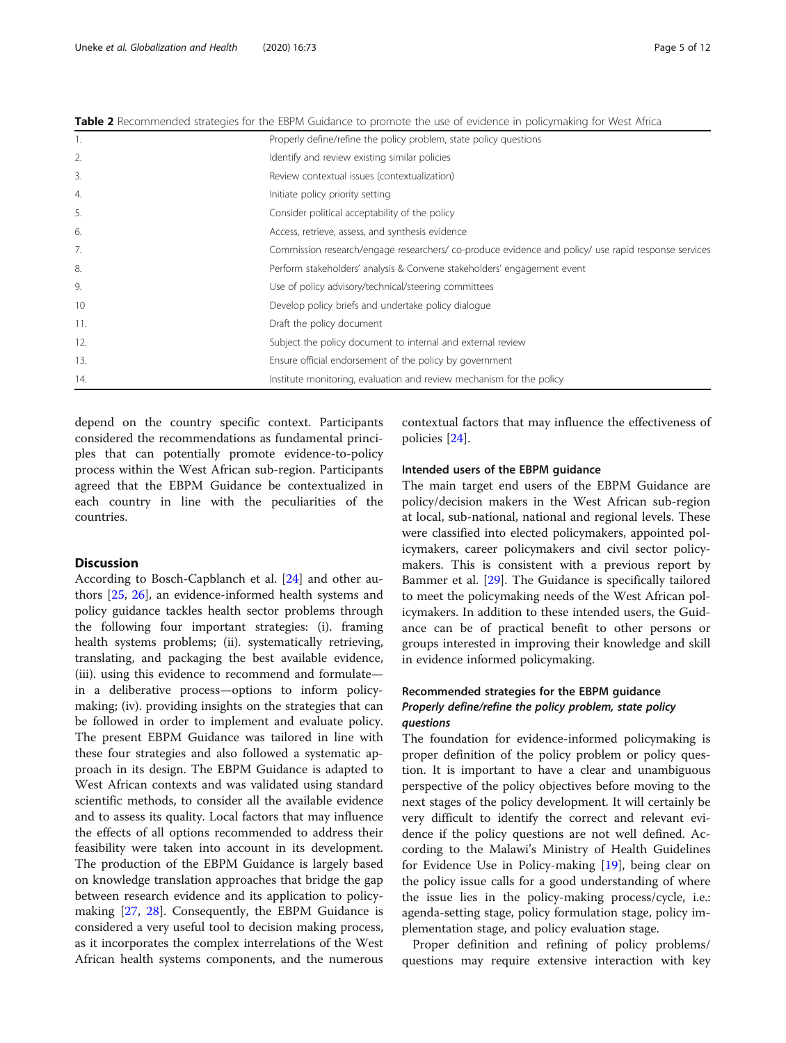**Table 2** Recommended strategies for the EBPM Guidance to promote the use of evidence in policymaking for West Africa

| | |
|---|---|
| 1. | Properly define/refine the policy problem, state policy questions |
| 2. | Identify and review existing similar policies |
| 3. | Review contextual issues (contextualization) |
| 4. | Initiate policy priority setting |
| 5. | Consider political acceptability of the policy |
| 6. | Access, retrieve, assess, and synthesis evidence |
| 7. | Commission research/engage researchers/ co-produce evidence and policy/ use rapid response services |
| 8. | Perform stakeholders' analysis & Convene stakeholders' engagement event |
| 9. | Use of policy advisory/technical/steering committees |
| 10 | Develop policy briefs and undertake policy dialogue |
| 11. | Draft the policy document |
| 12. | Subject the policy document to internal and external review |
| 13. | Ensure official endorsement of the policy by government |
| 14. | Institute monitoring, evaluation and review mechanism for the policy |

depend on the country specific context. Participants considered the recommendations as fundamental principles that can potentially promote evidence-to-policy process within the West African sub-region. Participants agreed that the EBPM Guidance be contextualized in each country in line with the peculiarities of the countries.

## Discussion

According to Bosch-Capblanch et al. [24] and other authors [25, 26], an evidence-informed health systems and policy guidance tackles health sector problems through the following four important strategies: (i). framing health systems problems; (ii). systematically retrieving, translating, and packaging the best available evidence, (iii). using this evidence to recommend and formulate—in a deliberative process—options to inform policymaking; (iv). providing insights on the strategies that can be followed in order to implement and evaluate policy. The present EBPM Guidance was tailored in line with these four strategies and also followed a systematic approach in its design. The EBPM Guidance is adapted to West African contexts and was validated using standard scientific methods, to consider all the available evidence and to assess its quality. Local factors that may influence the effects of all options recommended to address their feasibility were taken into account in its development. The production of the EBPM Guidance is largely based on knowledge translation approaches that bridge the gap between research evidence and its application to policymaking [27, 28]. Consequently, the EBPM Guidance is considered a very useful tool to decision making process, as it incorporates the complex interrelations of the West African health systems components, and the numerous contextual factors that may influence the effectiveness of policies [24].

### Intended users of the EBPM guidance

The main target end users of the EBPM Guidance are policy/decision makers in the West African sub-region at local, sub-national, national and regional levels. These were classified into elected policymakers, appointed policymakers, career policymakers and civil sector policymakers. This is consistent with a previous report by Bammer et al. [29]. The Guidance is specifically tailored to meet the policymaking needs of the West African policymakers. In addition to these intended users, the Guidance can be of practical benefit to other persons or groups interested in improving their knowledge and skill in evidence informed policymaking.

### Recommended strategies for the EBPM guidance

#### *Properly define/refine the policy problem, state policy questions*

The foundation for evidence-informed policymaking is proper definition of the policy problem or policy question. It is important to have a clear and unambiguous perspective of the policy objectives before moving to the next stages of the policy development. It will certainly be very difficult to identify the correct and relevant evidence if the policy questions are not well defined. According to the Malawi's Ministry of Health Guidelines for Evidence Use in Policy-making [19], being clear on the policy issue calls for a good understanding of where the issue lies in the policy-making process/cycle, i.e.: agenda-setting stage, policy formulation stage, policy implementation stage, and policy evaluation stage.

Proper definition and refining of policy problems/questions may require extensive interaction with key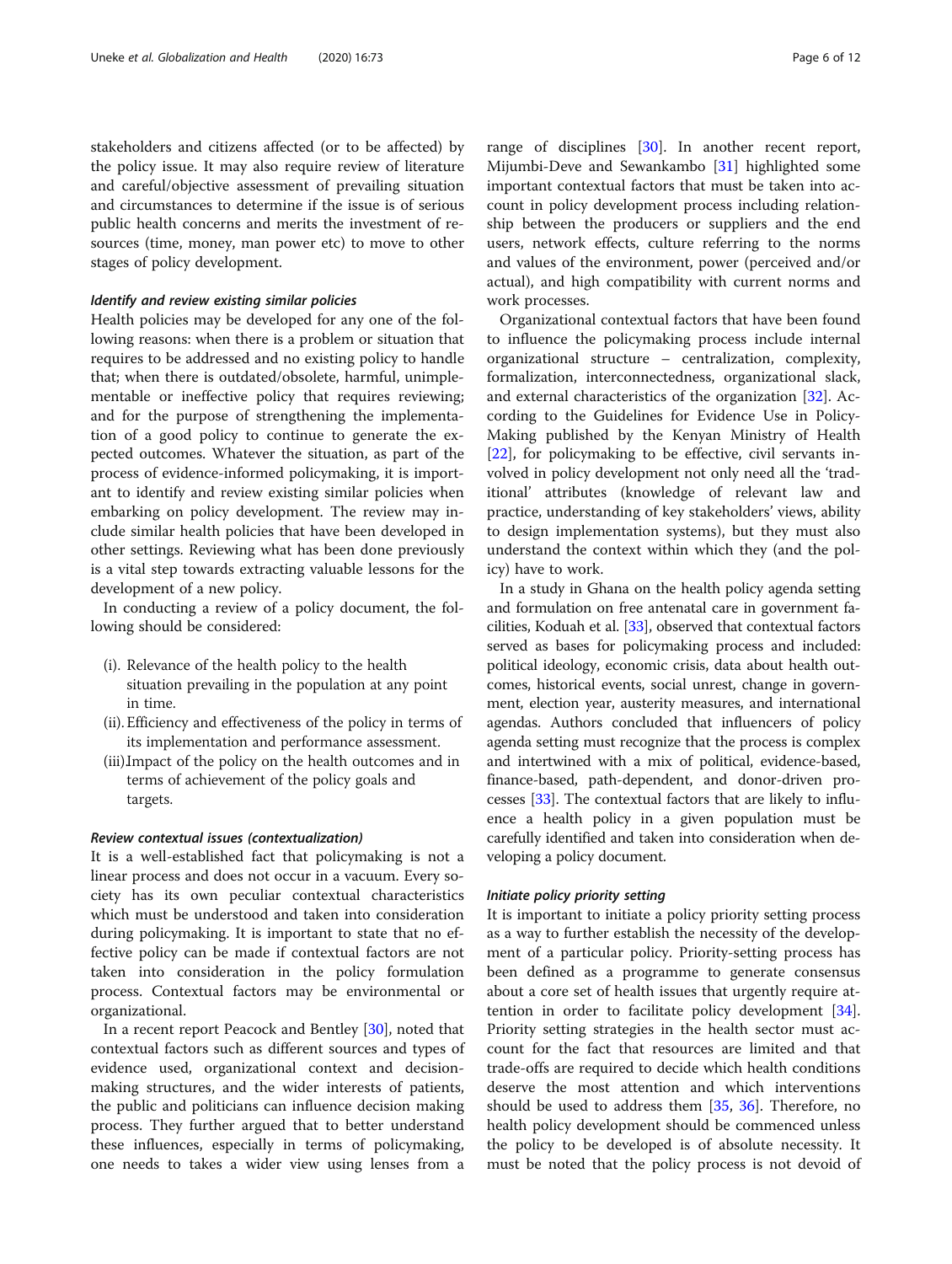stakeholders and citizens affected (or to be affected) by the policy issue. It may also require review of literature and careful/objective assessment of prevailing situation and circumstances to determine if the issue is of serious public health concerns and merits the investment of resources (time, money, man power etc) to move to other stages of policy development.

#### *Identify and review existing similar policies*

Health policies may be developed for any one of the following reasons: when there is a problem or situation that requires to be addressed and no existing policy to handle that; when there is outdated/obsolete, harmful, unimplementable or ineffective policy that requires reviewing; and for the purpose of strengthening the implementation of a good policy to continue to generate the expected outcomes. Whatever the situation, as part of the process of evidence-informed policymaking, it is important to identify and review existing similar policies when embarking on policy development. The review may include similar health policies that have been developed in other settings. Reviewing what has been done previously is a vital step towards extracting valuable lessons for the development of a new policy.

In conducting a review of a policy document, the following should be considered:

(i). Relevance of the health policy to the health situation prevailing in the population at any point in time.

(ii). Efficiency and effectiveness of the policy in terms of its implementation and performance assessment.

(iii). Impact of the policy on the health outcomes and in terms of achievement of the policy goals and targets.

#### *Review contextual issues (contextualization)*

It is a well-established fact that policymaking is not a linear process and does not occur in a vacuum. Every society has its own peculiar contextual characteristics which must be understood and taken into consideration during policymaking. It is important to state that no effective policy can be made if contextual factors are not taken into consideration in the policy formulation process. Contextual factors may be environmental or organizational.

In a recent report Peacock and Bentley [30], noted that contextual factors such as different sources and types of evidence used, organizational context and decision-making structures, and the wider interests of patients, the public and politicians can influence decision making process. They further argued that to better understand these influences, especially in terms of policymaking, one needs to takes a wider view using lenses from a range of disciplines [30]. In another recent report, Mijumbi-Deve and Sewankambo [31] highlighted some important contextual factors that must be taken into account in policy development process including relationship between the producers or suppliers and the end users, network effects, culture referring to the norms and values of the environment, power (perceived and/or actual), and high compatibility with current norms and work processes.

Organizational contextual factors that have been found to influence the policymaking process include internal organizational structure – centralization, complexity, formalization, interconnectedness, organizational slack, and external characteristics of the organization [32]. According to the Guidelines for Evidence Use in Policy-Making published by the Kenyan Ministry of Health [22], for policymaking to be effective, civil servants involved in policy development not only need all the 'traditional' attributes (knowledge of relevant law and practice, understanding of key stakeholders' views, ability to design implementation systems), but they must also understand the context within which they (and the policy) have to work.

In a study in Ghana on the health policy agenda setting and formulation on free antenatal care in government facilities, Koduah et al. [33], observed that contextual factors served as bases for policymaking process and included: political ideology, economic crisis, data about health outcomes, historical events, social unrest, change in government, election year, austerity measures, and international agendas. Authors concluded that influencers of policy agenda setting must recognize that the process is complex and intertwined with a mix of political, evidence-based, finance-based, path-dependent, and donor-driven processes [33]. The contextual factors that are likely to influence a health policy in a given population must be carefully identified and taken into consideration when developing a policy document.

#### *Initiate policy priority setting*

It is important to initiate a policy priority setting process as a way to further establish the necessity of the development of a particular policy. Priority-setting process has been defined as a programme to generate consensus about a core set of health issues that urgently require attention in order to facilitate policy development [34]. Priority setting strategies in the health sector must account for the fact that resources are limited and that trade-offs are required to decide which health conditions deserve the most attention and which interventions should be used to address them [35, 36]. Therefore, no health policy development should be commenced unless the policy to be developed is of absolute necessity. It must be noted that the policy process is not devoid of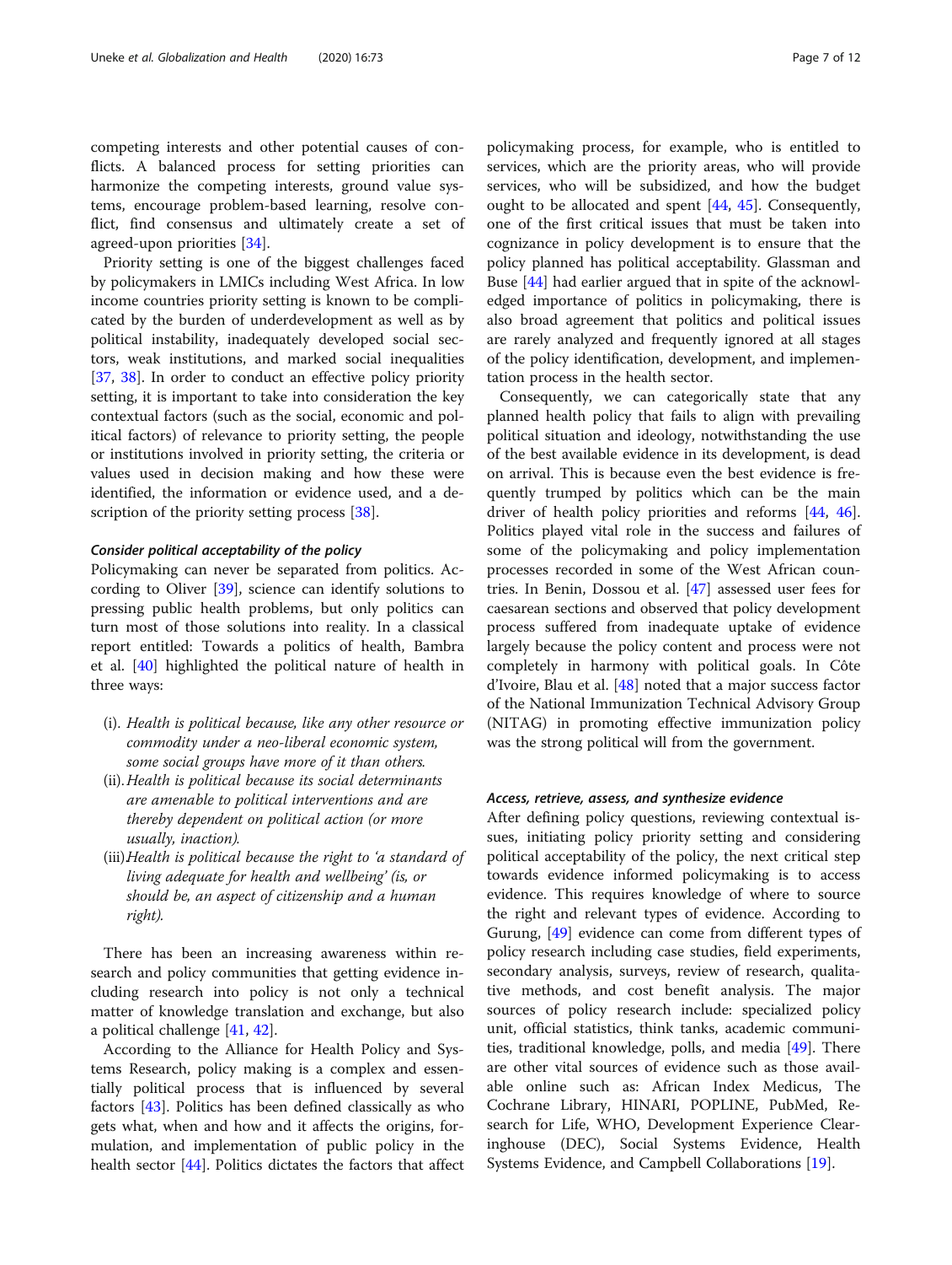competing interests and other potential causes of conflicts. A balanced process for setting priorities can harmonize the competing interests, ground value systems, encourage problem-based learning, resolve conflict, find consensus and ultimately create a set of agreed-upon priorities [34].

Priority setting is one of the biggest challenges faced by policymakers in LMICs including West Africa. In low income countries priority setting is known to be complicated by the burden of underdevelopment as well as by political instability, inadequately developed social sectors, weak institutions, and marked social inequalities [37, 38]. In order to conduct an effective policy priority setting, it is important to take into consideration the key contextual factors (such as the social, economic and political factors) of relevance to priority setting, the people or institutions involved in priority setting, the criteria or values used in decision making and how these were identified, the information or evidence used, and a description of the priority setting process [38].

#### *Consider political acceptability of the policy*

Policymaking can never be separated from politics. According to Oliver [39], science can identify solutions to pressing public health problems, but only politics can turn most of those solutions into reality. In a classical report entitled: Towards a politics of health, Bambra et al. [40] highlighted the political nature of health in three ways:

(i). *Health is political because, like any other resource or commodity under a neo-liberal economic system, some social groups have more of it than others.*
(ii). *Health is political because its social determinants are amenable to political interventions and are thereby dependent on political action (or more usually, inaction).*
(iii) *Health is political because the right to 'a standard of living adequate for health and wellbeing' (is, or should be, an aspect of citizenship and a human right).*

There has been an increasing awareness within research and policy communities that getting evidence including research into policy is not only a technical matter of knowledge translation and exchange, but also a political challenge [41, 42].

According to the Alliance for Health Policy and Systems Research, policy making is a complex and essentially political process that is influenced by several factors [43]. Politics has been defined classically as who gets what, when and how and it affects the origins, formulation, and implementation of public policy in the health sector [44]. Politics dictates the factors that affect policymaking process, for example, who is entitled to services, which are the priority areas, who will provide services, who will be subsidized, and how the budget ought to be allocated and spent [44, 45]. Consequently, one of the first critical issues that must be taken into cognizance in policy development is to ensure that the policy planned has political acceptability. Glassman and Buse [44] had earlier argued that in spite of the acknowledged importance of politics in policymaking, there is also broad agreement that politics and political issues are rarely analyzed and frequently ignored at all stages of the policy identification, development, and implementation process in the health sector.

Consequently, we can categorically state that any planned health policy that fails to align with prevailing political situation and ideology, notwithstanding the use of the best available evidence in its development, is dead on arrival. This is because even the best evidence is frequently trumped by politics which can be the main driver of health policy priorities and reforms [44, 46]. Politics played vital role in the success and failures of some of the policymaking and policy implementation processes recorded in some of the West African countries. In Benin, Dossou et al. [47] assessed user fees for caesarean sections and observed that policy development process suffered from inadequate uptake of evidence largely because the policy content and process were not completely in harmony with political goals. In Côte d'Ivoire, Blau et al. [48] noted that a major success factor of the National Immunization Technical Advisory Group (NITAG) in promoting effective immunization policy was the strong political will from the government.

#### *Access, retrieve, assess, and synthesize evidence*

After defining policy questions, reviewing contextual issues, initiating policy priority setting and considering political acceptability of the policy, the next critical step towards evidence informed policymaking is to access evidence. This requires knowledge of where to source the right and relevant types of evidence. According to Gurung, [49] evidence can come from different types of policy research including case studies, field experiments, secondary analysis, surveys, review of research, qualitative methods, and cost benefit analysis. The major sources of policy research include: specialized policy unit, official statistics, think tanks, academic communities, traditional knowledge, polls, and media [49]. There are other vital sources of evidence such as those available online such as: African Index Medicus, The Cochrane Library, HINARI, POPLINE, PubMed, Research for Life, WHO, Development Experience Clearinghouse (DEC), Social Systems Evidence, Health Systems Evidence, and Campbell Collaborations [19].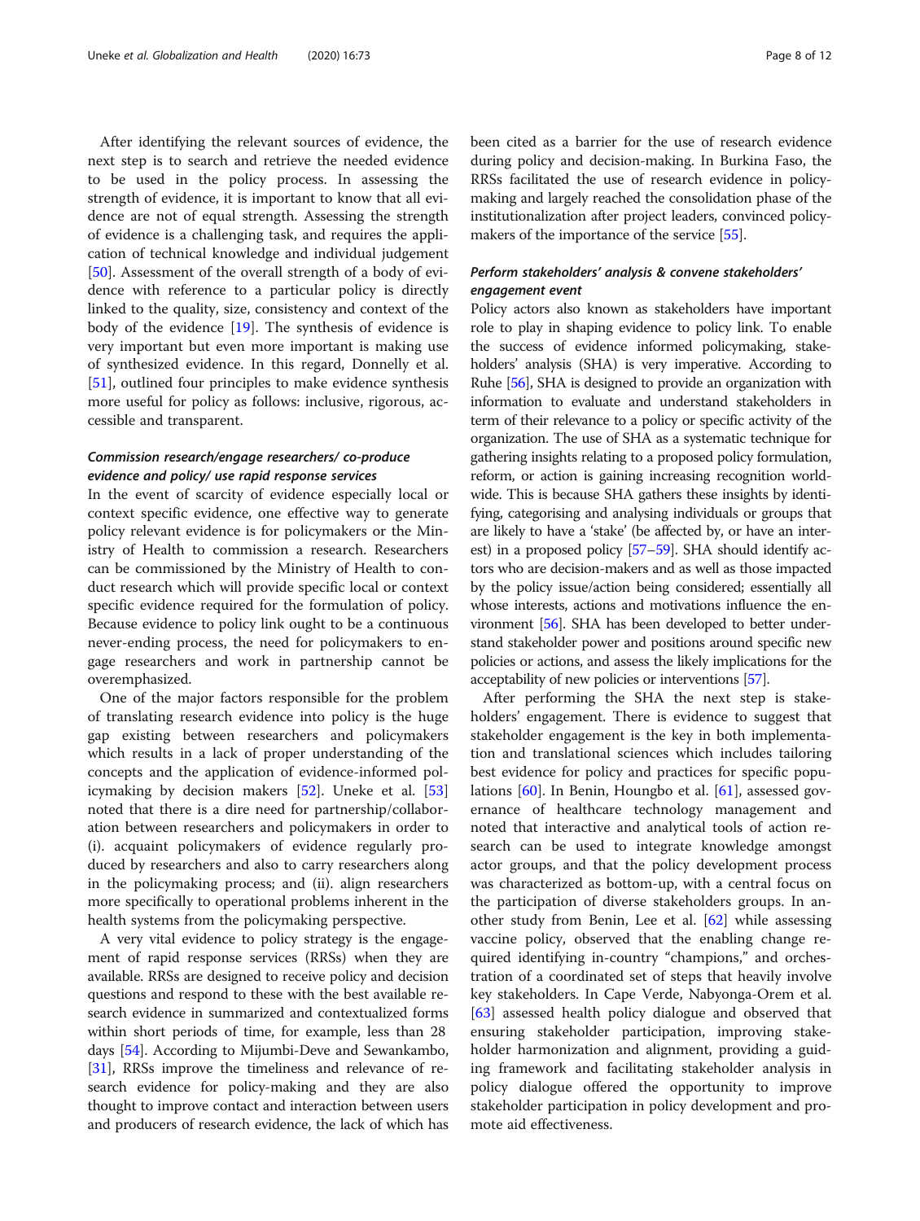After identifying the relevant sources of evidence, the next step is to search and retrieve the needed evidence to be used in the policy process. In assessing the strength of evidence, it is important to know that all evidence are not of equal strength. Assessing the strength of evidence is a challenging task, and requires the application of technical knowledge and individual judgement [50]. Assessment of the overall strength of a body of evidence with reference to a particular policy is directly linked to the quality, size, consistency and context of the body of the evidence [19]. The synthesis of evidence is very important but even more important is making use of synthesized evidence. In this regard, Donnelly et al. [51], outlined four principles to make evidence synthesis more useful for policy as follows: inclusive, rigorous, accessible and transparent.

#### *Commission research/engage researchers/ co-produce evidence and policy/ use rapid response services*

In the event of scarcity of evidence especially local or context specific evidence, one effective way to generate policy relevant evidence is for policymakers or the Ministry of Health to commission a research. Researchers can be commissioned by the Ministry of Health to conduct research which will provide specific local or context specific evidence required for the formulation of policy. Because evidence to policy link ought to be a continuous never-ending process, the need for policymakers to engage researchers and work in partnership cannot be overemphasized.

One of the major factors responsible for the problem of translating research evidence into policy is the huge gap existing between researchers and policymakers which results in a lack of proper understanding of the concepts and the application of evidence-informed policymaking by decision makers [52]. Uneke et al. [53] noted that there is a dire need for partnership/collaboration between researchers and policymakers in order to (i). acquaint policymakers of evidence regularly produced by researchers and also to carry researchers along in the policymaking process; and (ii). align researchers more specifically to operational problems inherent in the health systems from the policymaking perspective.

A very vital evidence to policy strategy is the engagement of rapid response services (RRSs) when they are available. RRSs are designed to receive policy and decision questions and respond to these with the best available research evidence in summarized and contextualized forms within short periods of time, for example, less than 28 days [54]. According to Mijumbi-Deve and Sewankambo, [31], RRSs improve the timeliness and relevance of research evidence for policy-making and they are also thought to improve contact and interaction between users and producers of research evidence, the lack of which has been cited as a barrier for the use of research evidence during policy and decision-making. In Burkina Faso, the RRSs facilitated the use of research evidence in policy-making and largely reached the consolidation phase of the institutionalization after project leaders, convinced policy-makers of the importance of the service [55].

#### *Perform stakeholders' analysis & convene stakeholders' engagement event*

Policy actors also known as stakeholders have important role to play in shaping evidence to policy link. To enable the success of evidence informed policymaking, stakeholders' analysis (SHA) is very imperative. According to Ruhe [56], SHA is designed to provide an organization with information to evaluate and understand stakeholders in term of their relevance to a policy or specific activity of the organization. The use of SHA as a systematic technique for gathering insights relating to a proposed policy formulation, reform, or action is gaining increasing recognition worldwide. This is because SHA gathers these insights by identifying, categorising and analysing individuals or groups that are likely to have a 'stake' (be affected by, or have an interest) in a proposed policy [57–59]. SHA should identify actors who are decision-makers and as well as those impacted by the policy issue/action being considered; essentially all whose interests, actions and motivations influence the environment [56]. SHA has been developed to better understand stakeholder power and positions around specific new policies or actions, and assess the likely implications for the acceptability of new policies or interventions [57].

After performing the SHA the next step is stakeholders' engagement. There is evidence to suggest that stakeholder engagement is the key in both implementation and translational sciences which includes tailoring best evidence for policy and practices for specific populations [60]. In Benin, Houngbo et al. [61], assessed governance of healthcare technology management and noted that interactive and analytical tools of action research can be used to integrate knowledge amongst actor groups, and that the policy development process was characterized as bottom-up, with a central focus on the participation of diverse stakeholders groups. In another study from Benin, Lee et al. [62] while assessing vaccine policy, observed that the enabling change required identifying in-country "champions," and orchestration of a coordinated set of steps that heavily involve key stakeholders. In Cape Verde, Nabyonga-Orem et al. [63] assessed health policy dialogue and observed that ensuring stakeholder participation, improving stakeholder harmonization and alignment, providing a guiding framework and facilitating stakeholder analysis in policy dialogue offered the opportunity to improve stakeholder participation in policy development and promote aid effectiveness.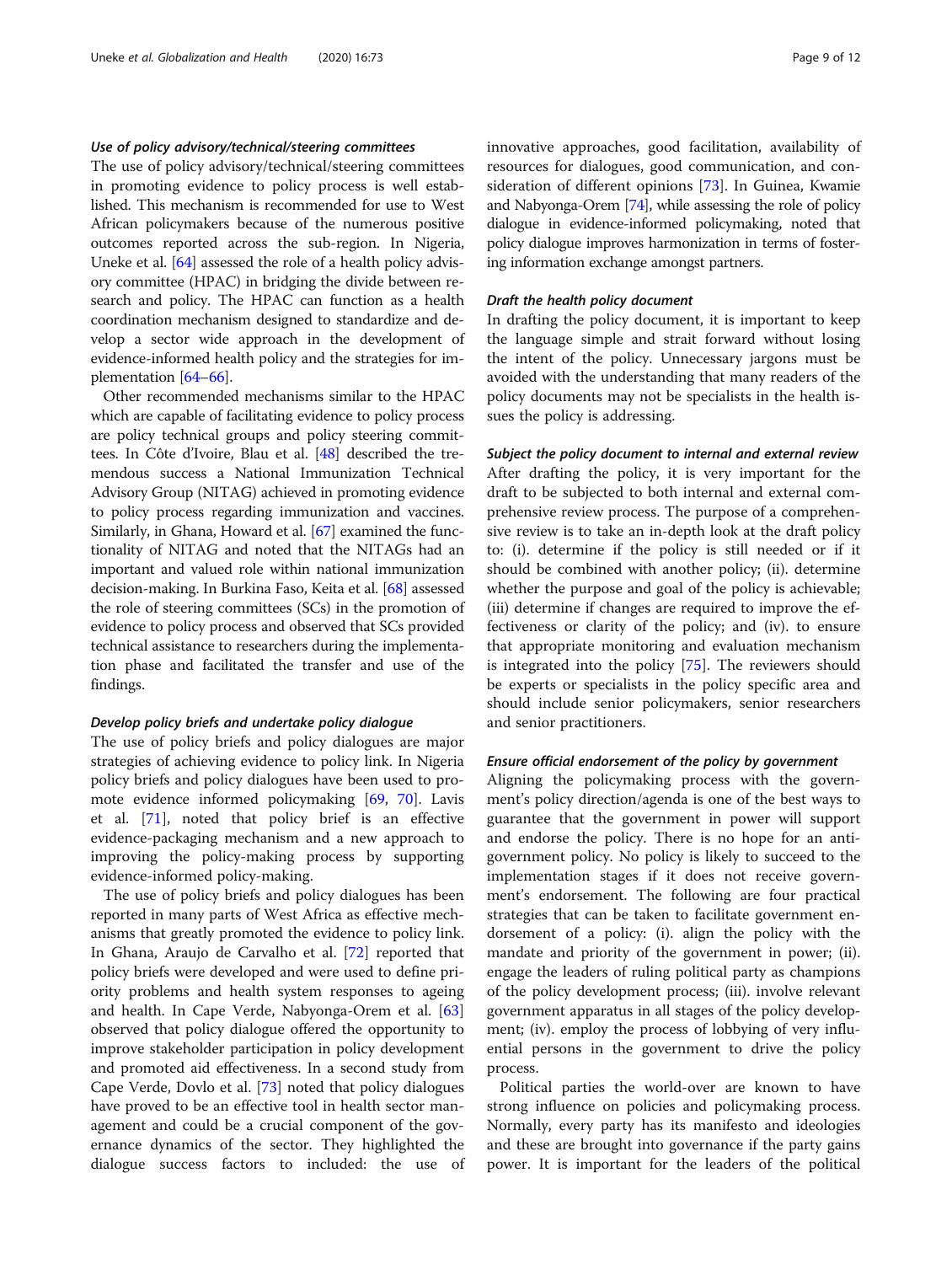#### *Use of policy advisory/technical/steering committees*

The use of policy advisory/technical/steering committees in promoting evidence to policy process is well established. This mechanism is recommended for use to West African policymakers because of the numerous positive outcomes reported across the sub-region. In Nigeria, Uneke et al. [64] assessed the role of a health policy advisory committee (HPAC) in bridging the divide between research and policy. The HPAC can function as a health coordination mechanism designed to standardize and develop a sector wide approach in the development of evidence-informed health policy and the strategies for implementation [64–66].

Other recommended mechanisms similar to the HPAC which are capable of facilitating evidence to policy process are policy technical groups and policy steering committees. In Côte d'Ivoire, Blau et al. [48] described the tremendous success a National Immunization Technical Advisory Group (NITAG) achieved in promoting evidence to policy process regarding immunization and vaccines. Similarly, in Ghana, Howard et al. [67] examined the functionality of NITAG and noted that the NITAGs had an important and valued role within national immunization decision-making. In Burkina Faso, Keita et al. [68] assessed the role of steering committees (SCs) in the promotion of evidence to policy process and observed that SCs provided technical assistance to researchers during the implementation phase and facilitated the transfer and use of the findings.

#### *Develop policy briefs and undertake policy dialogue*

The use of policy briefs and policy dialogues are major strategies of achieving evidence to policy link. In Nigeria policy briefs and policy dialogues have been used to promote evidence informed policymaking [69, 70]. Lavis et al. [71], noted that policy brief is an effective evidence-packaging mechanism and a new approach to improving the policy-making process by supporting evidence-informed policy-making.

The use of policy briefs and policy dialogues has been reported in many parts of West Africa as effective mechanisms that greatly promoted the evidence to policy link. In Ghana, Araujo de Carvalho et al. [72] reported that policy briefs were developed and were used to define priority problems and health system responses to ageing and health. In Cape Verde, Nabyonga-Orem et al. [63] observed that policy dialogue offered the opportunity to improve stakeholder participation in policy development and promoted aid effectiveness. In a second study from Cape Verde, Dovlo et al. [73] noted that policy dialogues have proved to be an effective tool in health sector management and could be a crucial component of the governance dynamics of the sector. They highlighted the dialogue success factors to included: the use of innovative approaches, good facilitation, availability of resources for dialogues, good communication, and consideration of different opinions [73]. In Guinea, Kwamie and Nabyonga-Orem [74], while assessing the role of policy dialogue in evidence-informed policymaking, noted that policy dialogue improves harmonization in terms of fostering information exchange amongst partners.

#### *Draft the health policy document*

In drafting the policy document, it is important to keep the language simple and strait forward without losing the intent of the policy. Unnecessary jargons must be avoided with the understanding that many readers of the policy documents may not be specialists in the health issues the policy is addressing.

#### *Subject the policy document to internal and external review*

After drafting the policy, it is very important for the draft to be subjected to both internal and external comprehensive review process. The purpose of a comprehensive review is to take an in-depth look at the draft policy to: (i). determine if the policy is still needed or if it should be combined with another policy; (ii). determine whether the purpose and goal of the policy is achievable; (iii) determine if changes are required to improve the effectiveness or clarity of the policy; and (iv). to ensure that appropriate monitoring and evaluation mechanism is integrated into the policy [75]. The reviewers should be experts or specialists in the policy specific area and should include senior policymakers, senior researchers and senior practitioners.

#### *Ensure official endorsement of the policy by government*

Aligning the policymaking process with the government's policy direction/agenda is one of the best ways to guarantee that the government in power will support and endorse the policy. There is no hope for an anti-government policy. No policy is likely to succeed to the implementation stages if it does not receive government's endorsement. The following are four practical strategies that can be taken to facilitate government endorsement of a policy: (i). align the policy with the mandate and priority of the government in power; (ii). engage the leaders of ruling political party as champions of the policy development process; (iii). involve relevant government apparatus in all stages of the policy development; (iv). employ the process of lobbying of very influential persons in the government to drive the policy process.

Political parties the world-over are known to have strong influence on policies and policymaking process. Normally, every party has its manifesto and ideologies and these are brought into governance if the party gains power. It is important for the leaders of the political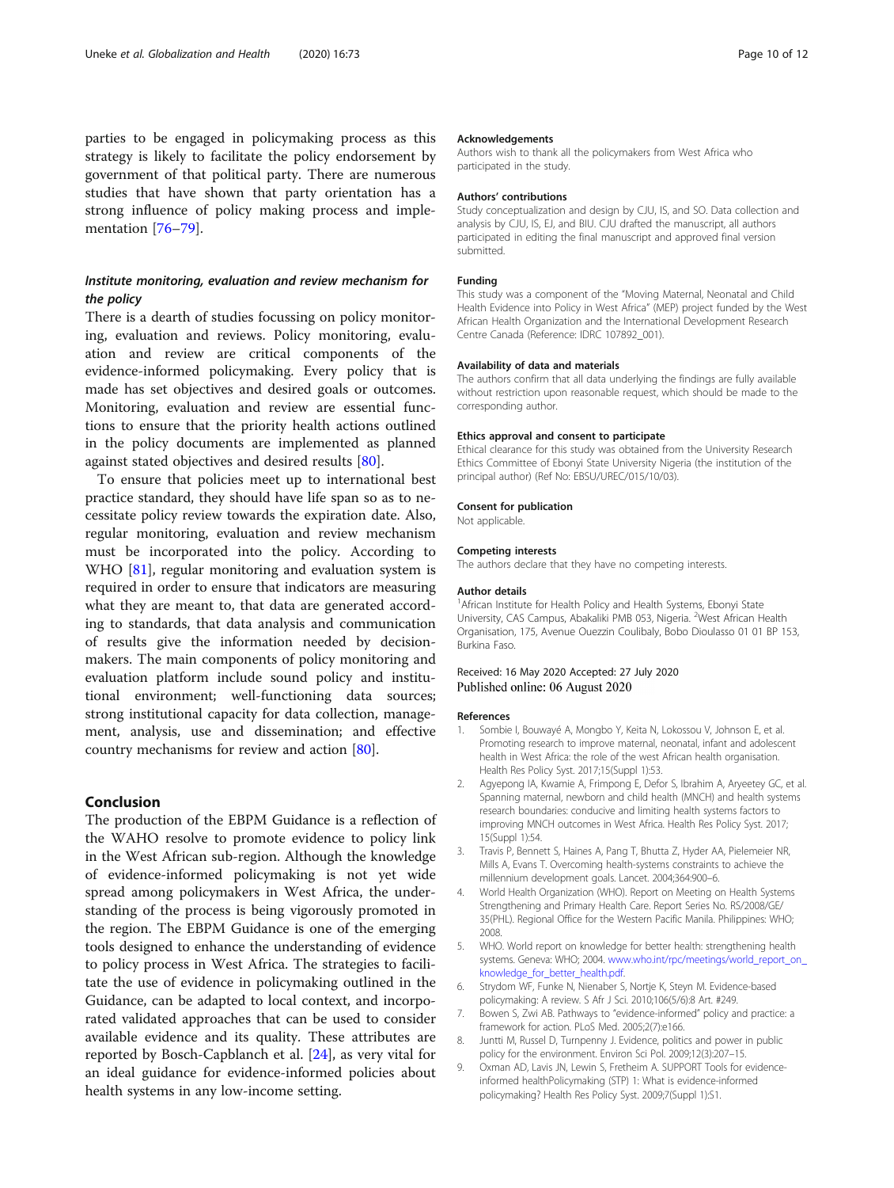parties to be engaged in policymaking process as this strategy is likely to facilitate the policy endorsement by government of that political party. There are numerous studies that have shown that party orientation has a strong influence of policy making process and implementation [76–79].

### *Institute monitoring, evaluation and review mechanism for the policy*

There is a dearth of studies focussing on policy monitoring, evaluation and reviews. Policy monitoring, evaluation and review are critical components of the evidence-informed policymaking. Every policy that is made has set objectives and desired goals or outcomes. Monitoring, evaluation and review are essential functions to ensure that the priority health actions outlined in the policy documents are implemented as planned against stated objectives and desired results [80].

To ensure that policies meet up to international best practice standard, they should have life span so as to necessitate policy review towards the expiration date. Also, regular monitoring, evaluation and review mechanism must be incorporated into the policy. According to WHO [81], regular monitoring and evaluation system is required in order to ensure that indicators are measuring what they are meant to, that data are generated according to standards, that data analysis and communication of results give the information needed by decision-makers. The main components of policy monitoring and evaluation platform include sound policy and institutional environment; well-functioning data sources; strong institutional capacity for data collection, management, analysis, use and dissemination; and effective country mechanisms for review and action [80].

## Conclusion

The production of the EBPM Guidance is a reflection of the WAHO resolve to promote evidence to policy link in the West African sub-region. Although the knowledge of evidence-informed policymaking is not yet wide spread among policymakers in West Africa, the understanding of the process is being vigorously promoted in the region. The EBPM Guidance is one of the emerging tools designed to enhance the understanding of evidence to policy process in West Africa. The strategies to facilitate the use of evidence in policymaking outlined in the Guidance, can be adapted to local context, and incorporated validated approaches that can be used to consider available evidence and its quality. These attributes are reported by Bosch-Capblanch et al. [24], as very vital for an ideal guidance for evidence-informed policies about health systems in any low-income setting.

#### Acknowledgements

Authors wish to thank all the policymakers from West Africa who participated in the study.

#### Authors' contributions

Study conceptualization and design by CJU, IS, and SO. Data collection and analysis by CJU, IS, EJ, and BIU. CJU drafted the manuscript, all authors participated in editing the final manuscript and approved final version submitted.

#### Funding

This study was a component of the "Moving Maternal, Neonatal and Child Health Evidence into Policy in West Africa" (MEP) project funded by the West African Health Organization and the International Development Research Centre Canada (Reference: IDRC 107892_001).

#### Availability of data and materials

The authors confirm that all data underlying the findings are fully available without restriction upon reasonable request, which should be made to the corresponding author.

#### Ethics approval and consent to participate

Ethical clearance for this study was obtained from the University Research Ethics Committee of Ebonyi State University Nigeria (the institution of the principal author) (Ref No: EBSU/UREC/015/10/03).

#### Consent for publication

Not applicable.

#### Competing interests

The authors declare that they have no competing interests.

#### Author details

[1]African Institute for Health Policy and Health Systems, Ebonyi State University, CAS Campus, Abakaliki PMB 053, Nigeria. [2]West African Health Organisation, 175, Avenue Ouezzin Coulibaly, Bobo Dioulasso 01 01 BP 153, Burkina Faso.

Received: 16 May 2020 Accepted: 27 July 2020
Published online: 06 August 2020

#### References

1. Sombie I, Bouwayé A, Mongbo Y, Keita N, Lokossou V, Johnson E, et al. Promoting research to improve maternal, neonatal, infant and adolescent health in West Africa: the role of the west African health organisation. Health Res Policy Syst. 2017;15(Suppl 1):53.
2. Agyepong IA, Kwamie A, Frimpong E, Defor S, Ibrahim A, Aryeetey GC, et al. Spanning maternal, newborn and child health (MNCH) and health systems research boundaries: conducive and limiting health systems factors to improving MNCH outcomes in West Africa. Health Res Policy Syst. 2017; 15(Suppl 1):54.
3. Travis P, Bennett S, Haines A, Pang T, Bhutta Z, Hyder AA, Pielemeier NR, Mills A, Evans T. Overcoming health-systems constraints to achieve the millennium development goals. Lancet. 2004;364:900–6.
4. World Health Organization (WHO). Report on Meeting on Health Systems Strengthening and Primary Health Care. Report Series No. RS/2008/GE/35(PHL). Regional Office for the Western Pacific Manila. Philippines: WHO; 2008.
5. WHO. World report on knowledge for better health: strengthening health systems. Geneva: WHO; 2004. www.who.int/rpc/meetings/world_report_on_knowledge_for_better_health.pdf.
6. Strydom WF, Funke N, Nienaber S, Nortje K, Steyn M. Evidence-based policymaking: A review. S Afr J Sci. 2010;106(5/6):8 Art. #249.
7. Bowen S, Zwi AB. Pathways to "evidence-informed" policy and practice: a framework for action. PLoS Med. 2005;2(7):e166.
8. Juntti M, Russel D, Turnpenny J. Evidence, politics and power in public policy for the environment. Environ Sci Pol. 2009;12(3):207–15.
9. Oxman AD, Lavis JN, Lewin S, Fretheim A. SUPPORT Tools for evidence-informed healthPolicymaking (STP) 1: What is evidence-informed policymaking? Health Res Policy Syst. 2009;7(Suppl 1):S1.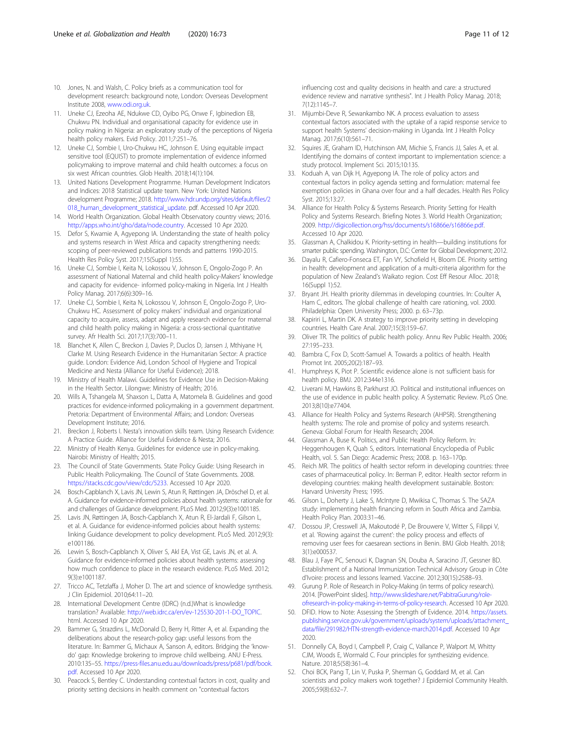10. Jones, N. and Walsh, C. Policy briefs as a communication tool for development research: background note, London: Overseas Development Institute 2008, www.odi.org.uk.
11. Uneke CJ, Ezeoha AE, Ndukwe CD, Oyibo PG, Onwe F, Igbinedion EB, Chukwu PN. Individual and organisational capacity for evidence use in policy making in Nigeria: an exploratory study of the perceptions of Nigeria health policy makers. Evid Policy. 2011;7:251–76.
12. Uneke CJ, Sombie I, Uro-Chukwu HC, Johnson E. Using equitable impact sensitive tool (EQUIST) to promote implementation of evidence informed policymaking to improve maternal and child health outcomes: a focus on six west African countries. Glob Health. 2018;14(1):104.
13. United Nations Development Programme. Human Development Indicators and Indices: 2018 Statistical update team. New York: United Nations development Programme; 2018. http://www.hdr.undp.org/sites/default/files/2018_human_development_statistical_update. pdf. Accessed 10 Apr 2020.
14. World Health Organization. Global Health Observatory country views; 2016. http://apps.who.int/gho/data/node.country. Accessed 10 Apr 2020.
15. Defor S, Kwamie A, Agyepong IA. Understanding the state of health policy and systems research in West Africa and capacity strengthening needs: scoping of peer-reviewed publications trends and patterns 1990-2015. Health Res Policy Syst. 2017;15(Suppl 1):55.
16. Uneke CJ, Sombie I, Keita N, Lokossou V, Johnson E, Ongolo-Zogo P. An assessment of National Maternal and child health policy-Makers' knowledge and capacity for evidence- informed policy-making in Nigeria. Int J Health Policy Manag. 2017;6(6):309–16.
17. Uneke CJ, Sombie I, Keita N, Lokossou V, Johnson E, Ongolo-Zogo P, Uro-Chukwu HC. Assessment of policy makers' individual and organizational capacity to acquire, assess, adapt and apply research evidence for maternal and child health policy making in Nigeria: a cross-sectional quantitative survey. Afr Health Sci. 2017;17(3):700–11.
18. Blanchet K, Allen C, Breckon J, Davies P, Duclos D, Jansen J, Mthiyane H, Clarke M. Using Research Evidence in the Humanitarian Sector: A practice guide. London: Evidence Aid, London School of Hygiene and Tropical Medicine and Nesta (Alliance for Useful Evidence); 2018.
19. Ministry of Health Malawi. Guidelines for Evidence Use in Decision-Making in the Health Sector. Lilongwe: Ministry of Health; 2016.
20. Wills A, Tshangela M, Shaxson L, Datta A, Matomela B. Guidelines and good practices for evidence-informed policymaking in a government department. Pretoria: Department of Environmental Affairs; and London: Overseas Development Institute; 2016.
21. Breckon J, Roberts I. Nesta's innovation skills team. Using Research Evidence: A Practice Guide. Alliance for Useful Evidence & Nesta; 2016.
22. Ministry of Health Kenya. Guidelines for evidence use in policy-making. Nairobi: Ministry of Health; 2015.
23. The Council of State Governments. State Policy Guide: Using Research in Public Health Policymaking. The Council of State Governments. 2008. https://stacks.cdc.gov/view/cdc/5233. Accessed 10 Apr 2020.
24. Bosch-Capblanch X, Lavis JN, Lewin S, Atun R, Røttingen JA, Dröschel D, et al. A. Guidance for evidence-informed policies about health systems: rationale for and challenges of Guidance development. PLoS Med. 2012;9(3):e1001185.
25. Lavis JN, Røttingen JA, Bosch-Capblanch X, Atun R, El-Jardali F, Gilson L, et al. A. Guidance for evidence-informed policies about health systems: linking Guidance development to policy development. PLoS Med. 2012;9(3): e1001186.
26. Lewin S, Bosch-Capblanch X, Oliver S, Akl EA, Vist GE, Lavis JN, et al. A. Guidance for evidence-informed policies about health systems: assessing how much confidence to place in the research evidence. PLoS Med. 2012; 9(3):e1001187.
27. Tricco AC, Tetzlaffa J, Moher D. The art and science of knowledge synthesis. J Clin Epidemiol. 2010;64:11–20.
28. International Development Centre (IDRC) (n.d.)What is knowledge translation? Available: http://web.idrc.ca/en/ev-125530-201-1-DO_TOPIC. html. Accessed 10 Apr 2020.
29. Bammer G, Strazdins L, McDonald D, Berry H, Ritter A, et al. Expanding the deliberations about the research-policy gap: useful lessons from the literature. In: Bammer G, Michaux A, Sanson A, editors. Bridging the 'know-do' gap: Knowledge brokering to improve child wellbeing. ANU E-Press. 2010:135–55. https://press-files.anu.edu.au/downloads/press/p681/pdf/book.pdf. Accessed 10 Apr 2020.
30. Peacock S, Bentley C. Understanding contextual factors in cost, quality and priority setting decisions in health comment on "contextual factors influencing cost and quality decisions in health and care: a structured evidence review and narrative synthesis". Int J Health Policy Manag. 2018; 7(12):1145–7.
31. Mijumbi-Deve R, Sewankambo NK. A process evaluation to assess contextual factors associated with the uptake of a rapid response service to support health Systems' decision-making in Uganda. Int J Health Policy Manag. 2017;6(10):561–71.
32. Squires JE, Graham ID, Hutchinson AM, Michie S, Francis JJ, Sales A, et al. Identifying the domains of context important to implementation science: a study protocol. Implement Sci. 2015;10:135.
33. Koduah A, van Dijk H, Agyepong IA. The role of policy actors and contextual factors in policy agenda setting and formulation: maternal fee exemption policies in Ghana over four and a half decades. Health Res Policy Syst. 2015;13:27.
34. Alliance for Health Policy & Systems Research. Priority Setting for Health Policy and Systems Research. Briefing Notes 3. World Health Organization; 2009. http://digicollection.org/hss/documents/s16866e/s16866e.pdf. Accessed 10 Apr 2020.
35. Glassman A, Chalkidou K. Priority-setting in health—building institutions for smarter public spending. Washington, D.C: Center for Global Development; 2012.
36. Dayalu R, Cafiero-Fonseca ET, Fan VY, Schofield H, Bloom DE. Priority setting in health: development and application of a multi-criteria algorithm for the population of New Zealand's Waikato region. Cost Eff Resour Alloc. 2018; 16(Suppl 1):52.
37. Bryant JH. Health priority dilemmas in developing countries. In: Coulter A, Ham C, editors. The global challenge of health care rationing, vol. 2000. Philadelphia: Open University Press; 2000. p. 63–73p.
38. Kapiriri L, Martin DK. A strategy to improve priority setting in developing countries. Health Care Anal. 2007;15(3):159–67.
39. Oliver TR. The politics of public health policy. Annu Rev Public Health. 2006; 27:195–233.
40. Bambra C, Fox D, Scott-Samuel A. Towards a politics of health. Health Promot Int. 2005;20(2):187–93.
41. Humphreys K, Piot P. Scientific evidence alone is not sufficient basis for health policy. BMJ. 2012:344e1316.
42. Liverani M, Hawkins B, Parkhurst JO. Political and institutional influences on the use of evidence in public health policy. A Systematic Review. PLoS One. 2013;8(10):e77404.
43. Alliance for Health Policy and Systems Research (AHPSR). Strengthening health systems: The role and promise of policy and systems research. Geneva: Global Forum for Health Research; 2004.
44. Glassman A, Buse K. Politics, and Public Health Policy Reform. In: Heggenhougen K, Quah S, editors. International Encyclopedia of Public Health, vol. 5. San Diego: Academic Press; 2008. p. 163–170p.
45. Reich MR. The politics of health sector reform in developing countries: three cases of pharmaceutical policy. In: Berman P, editor. Health sector reform in developing countries: making health development sustainable. Boston: Harvard University Press; 1995.
46. Gilson L, Doherty J, Lake S, McIntyre D, Mwikisa C, Thomas S. The SAZA study: implementing health financing reform in South Africa and Zambia. Health Policy Plan. 2003:31–46.
47. Dossou JP, Cresswell JA, Makoutodé P, De Brouwere V, Witter S, Filippi V, et al. 'Rowing against the current': the policy process and effects of removing user fees for caesarean sections in Benin. BMJ Glob Health. 2018; 3(1):e000537.
48. Blau J, Faye PC, Senouci K, Dagnan SN, Douba A, Saracino JT, Gessner BD. Establishment of a National Immunization Technical Advisory Group in Côte d'Ivoire: process and lessons learned. Vaccine. 2012;30(15):2588–93.
49. Gurung P. Role of Research in Policy-Making (in terms of policy research). 2014. [PowerPoint slides]. http://www.slideshare.net/PabitraGurung/role-ofresearch-in-policy-making-in-terms-of-policy-research. Accessed 10 Apr 2020.
50. DFID. How to Note: Assessing the Strength of Evidence. 2014. https://assets.publishing.service.gov.uk/government/uploads/system/uploads/attachment_data/file/291982/HTN-strength-evidence-march2014.pdf. Accessed 10 Apr 2020.
51. Donnelly CA, Boyd I, Campbell P, Craig C, Vallance P, Walport M, Whitty CJM, Woods E, Wormald C. Four principles for synthesizing evidence. Nature. 2018;5(58):361–4.
52. Choi BCK, Pang T, Lin V, Puska P, Sherman G, Goddard M, et al. Can scientists and policy makers work together? J Epidemiol Community Health. 2005;59(8):632–7.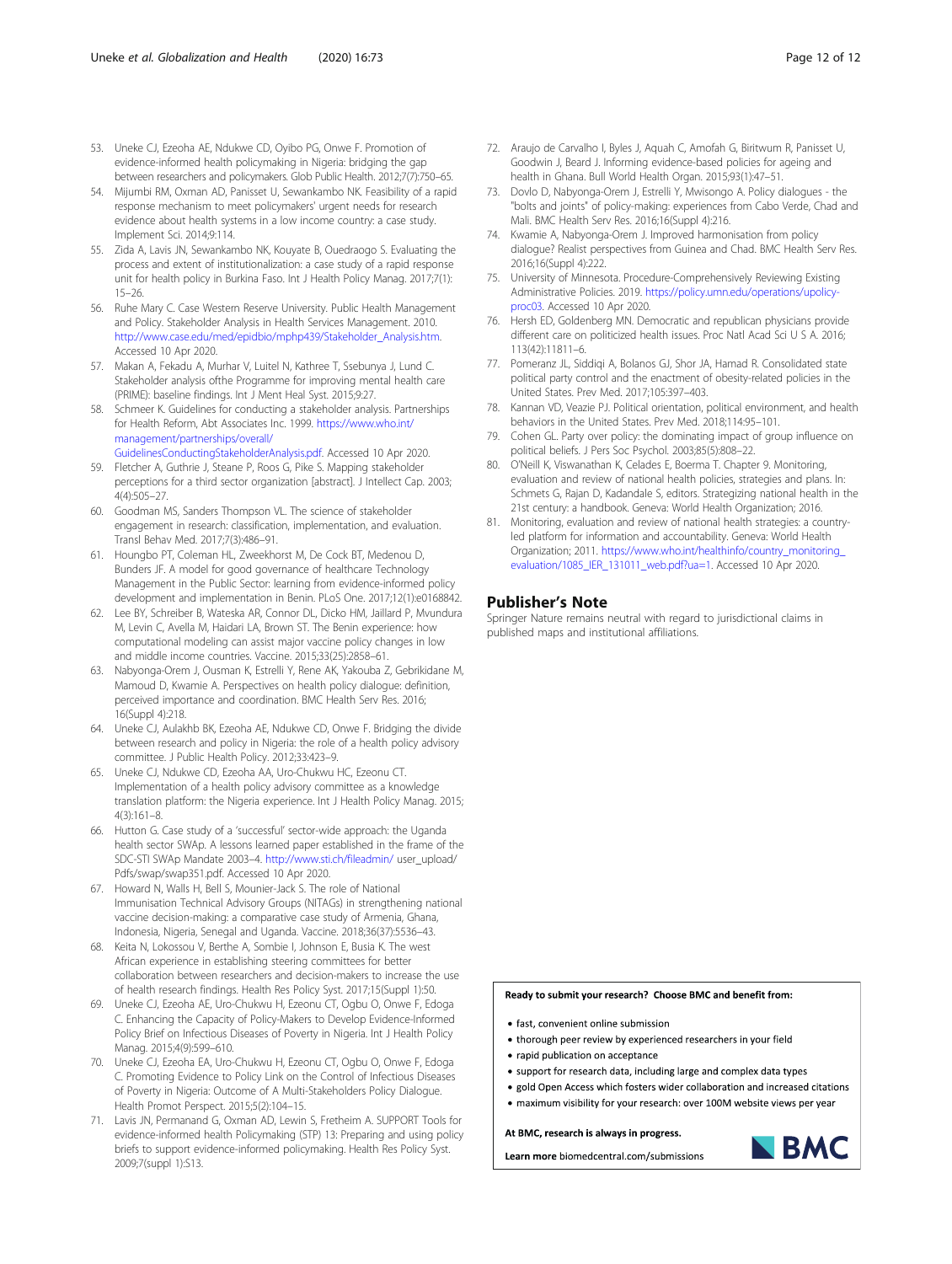53. Uneke CJ, Ezeoha AE, Ndukwe CD, Oyibo PG, Onwe F. Promotion of evidence-informed health policymaking in Nigeria: bridging the gap between researchers and policymakers. Glob Public Health. 2012;7(7):750–65.
54. Mijumbi RM, Oxman AD, Panisset U, Sewankambo NK. Feasibility of a rapid response mechanism to meet policymakers' urgent needs for research evidence about health systems in a low income country: a case study. Implement Sci. 2014;9:114.
55. Zida A, Lavis JN, Sewankambo NK, Kouyate B, Ouedraogo S. Evaluating the process and extent of institutionalization: a case study of a rapid response unit for health policy in Burkina Faso. Int J Health Policy Manag. 2017;7(1): 15–26.
56. Ruhe Mary C. Case Western Reserve University. Public Health Management and Policy. Stakeholder Analysis in Health Services Management. 2010. http://www.case.edu/med/epidbio/mphp439/Stakeholder_Analysis.htm. Accessed 10 Apr 2020.
57. Makan A, Fekadu A, Murhar V, Luitel N, Kathree T, Ssebunya J, Lund C. Stakeholder analysis ofthe Programme for improving mental health care (PRIME): baseline findings. Int J Ment Heal Syst. 2015;9:27.
58. Schmeer K. Guidelines for conducting a stakeholder analysis. Partnerships for Health Reform, Abt Associates Inc. 1999. https://www.who.int/management/partnerships/overall/GuidelinesConductingStakeholderAnalysis.pdf. Accessed 10 Apr 2020.
59. Fletcher A, Guthrie J, Steane P, Roos G, Pike S. Mapping stakeholder perceptions for a third sector organization [abstract]. J Intellect Cap. 2003; 4(4):505–27.
60. Goodman MS, Sanders Thompson VL. The science of stakeholder engagement in research: classification, implementation, and evaluation. Transl Behav Med. 2017;7(3):486–91.
61. Houngbo PT, Coleman HL, Zweekhorst M, De Cock BT, Medenou D, Bunders JF. A model for good governance of healthcare Technology Management in the Public Sector: learning from evidence-informed policy development and implementation in Benin. PLoS One. 2017;12(1):e0168842.
62. Lee BY, Schreiber B, Wateska AR, Connor DL, Dicko HM, Jaillard P, Mvundura M, Levin C, Avella M, Haidari LA, Brown ST. The Benin experience: how computational modeling can assist major vaccine policy changes in low and middle income countries. Vaccine. 2015;33(25):2858–61.
63. Nabyonga-Orem J, Ousman K, Estrelli Y, Rene AK, Yakouba Z, Gebrikidane M, Mamoud D, Kwamie A. Perspectives on health policy dialogue: definition, perceived importance and coordination. BMC Health Serv Res. 2016; 16(Suppl 4):218.
64. Uneke CJ, Aulakhb BK, Ezeoha AE, Ndukwe CD, Onwe F. Bridging the divide between research and policy in Nigeria: the role of a health policy advisory committee. J Public Health Policy. 2012;33:423–9.
65. Uneke CJ, Ndukwe CD, Ezeoha AA, Uro-Chukwu HC, Ezeonu CT. Implementation of a health policy advisory committee as a knowledge translation platform: the Nigeria experience. Int J Health Policy Manag. 2015; 4(3):161–8.
66. Hutton G. Case study of a 'successful' sector-wide approach: the Uganda health sector SWAp. A lessons learned paper established in the frame of the SDC-STI SWAp Mandate 2003–4. http://www.sti.ch/fileadmin/ user_upload/Pdfs/swap/swap351.pdf. Accessed 10 Apr 2020.
67. Howard N, Walls H, Bell S, Mounier-Jack S. The role of National Immunisation Technical Advisory Groups (NITAGs) in strengthening national vaccine decision-making: a comparative case study of Armenia, Ghana, Indonesia, Nigeria, Senegal and Uganda. Vaccine. 2018;36(37):5536–43.
68. Keita N, Lokossou V, Berthe A, Sombie I, Johnson E, Busia K. The west African experience in establishing steering committees for better collaboration between researchers and decision-makers to increase the use of health research findings. Health Res Policy Syst. 2017;15(Suppl 1):50.
69. Uneke CJ, Ezeoha AE, Uro-Chukwu H, Ezeonu CT, Ogbu O, Onwe F, Edoga C. Enhancing the Capacity of Policy-Makers to Develop Evidence-Informed Policy Brief on Infectious Diseases of Poverty in Nigeria. Int J Health Policy Manag. 2015;4(9):599–610.
70. Uneke CJ, Ezeoha EA, Uro-Chukwu H, Ezeonu CT, Ogbu O, Onwe F, Edoga C. Promoting Evidence to Policy Link on the Control of Infectious Diseases of Poverty in Nigeria: Outcome of A Multi-Stakeholders Policy Dialogue. Health Promot Perspect. 2015;5(2):104–15.
71. Lavis JN, Permanand G, Oxman AD, Lewin S, Fretheim A. SUPPORT Tools for evidence-informed health Policymaking (STP) 13: Preparing and using policy briefs to support evidence-informed policymaking. Health Res Policy Syst. 2009;7(suppl 1):S13.
72. Araujo de Carvalho I, Byles J, Aquah C, Amofah G, Biritwum R, Panisset U, Goodwin J, Beard J. Informing evidence-based policies for ageing and health in Ghana. Bull World Health Organ. 2015;93(1):47–51.
73. Dovlo D, Nabyonga-Orem J, Estrelli Y, Mwisongo A. Policy dialogues - the "bolts and joints" of policy-making: experiences from Cabo Verde, Chad and Mali. BMC Health Serv Res. 2016;16(Suppl 4):216.
74. Kwamie A, Nabyonga-Orem J. Improved harmonisation from policy dialogue? Realist perspectives from Guinea and Chad. BMC Health Serv Res. 2016;16(Suppl 4):222.
75. University of Minnesota. Procedure-Comprehensively Reviewing Existing Administrative Policies. 2019. https://policy.umn.edu/operations/upolicy-proc03. Accessed 10 Apr 2020.
76. Hersh ED, Goldenberg MN. Democratic and republican physicians provide different care on politicized health issues. Proc Natl Acad Sci U S A. 2016; 113(42):11811–6.
77. Pomeranz JL, Siddiqi A, Bolanos GJ, Shor JA, Hamad R. Consolidated state political party control and the enactment of obesity-related policies in the United States. Prev Med. 2017;105:397–403.
78. Kannan VD, Veazie PJ. Political orientation, political environment, and health behaviors in the United States. Prev Med. 2018;114:95–101.
79. Cohen GL. Party over policy: the dominating impact of group influence on political beliefs. J Pers Soc Psychol. 2003;85(5):808–22.
80. O'Neill K, Viswanathan K, Celades E, Boerma T. Chapter 9. Monitoring, evaluation and review of national health policies, strategies and plans. In: Schmets G, Rajan D, Kadandale S, editors. Strategizing national health in the 21st century: a handbook. Geneva: World Health Organization; 2016.
81. Monitoring, evaluation and review of national health strategies: a country-led platform for information and accountability. Geneva: World Health Organization; 2011. https://www.who.int/healthinfo/country_monitoring_evaluation/1085_IER_131011_web.pdf?ua=1. Accessed 10 Apr 2020.

## Publisher's Note

Springer Nature remains neutral with regard to jurisdictional claims in published maps and institutional affiliations.

**Ready to submit your research? Choose BMC and benefit from:**

- fast, convenient online submission
- thorough peer review by experienced researchers in your field
- rapid publication on acceptance
- support for research data, including large and complex data types
- gold Open Access which fosters wider collaboration and increased citations
- maximum visibility for your research: over 100M website views per year

**At BMC, research is always in progress.**

**Learn more** biomedcentral.com/submissions

BMC